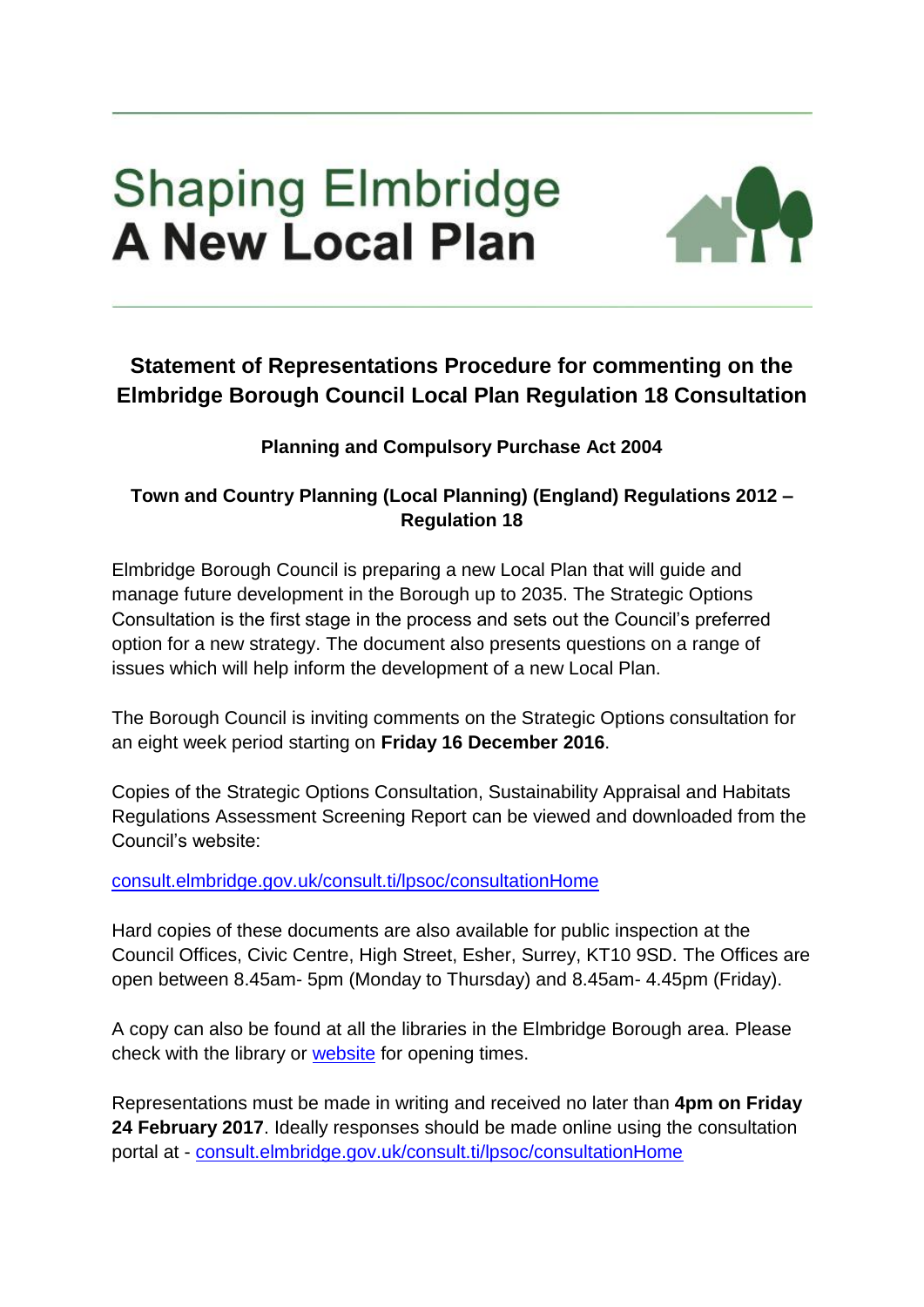# Shaping Elmbridge
# A New Local Plan

## Statement of Representations Procedure for commenting on the Elmbridge Borough Council Local Plan Regulation 18 Consultation

**Planning and Compulsory Purchase Act 2004**

**Town and Country Planning (Local Planning) (England) Regulations 2012 – Regulation 18**

Elmbridge Borough Council is preparing a new Local Plan that will guide and manage future development in the Borough up to 2035. The Strategic Options Consultation is the first stage in the process and sets out the Council's preferred option for a new strategy. The document also presents questions on a range of issues which will help inform the development of a new Local Plan.

The Borough Council is inviting comments on the Strategic Options consultation for an eight week period starting on **Friday 16 December 2016**.

Copies of the Strategic Options Consultation, Sustainability Appraisal and Habitats Regulations Assessment Screening Report can be viewed and downloaded from the Council's website:

[consult.elmbridge.gov.uk/consult.ti/lpsoc/consultationHome](consult.elmbridge.gov.uk/consult.ti/lpsoc/consultationHome)

Hard copies of these documents are also available for public inspection at the Council Offices, Civic Centre, High Street, Esher, Surrey, KT10 9SD. The Offices are open between 8.45am- 5pm (Monday to Thursday) and 8.45am- 4.45pm (Friday).

A copy can also be found at all the libraries in the Elmbridge Borough area. Please check with the library or website for opening times.

Representations must be made in writing and received no later than **4pm on Friday 24 February 2017**. Ideally responses should be made online using the consultation portal at - [consult.elmbridge.gov.uk/consult.ti/lpsoc/consultationHome](consult.elmbridge.gov.uk/consult.ti/lpsoc/consultationHome)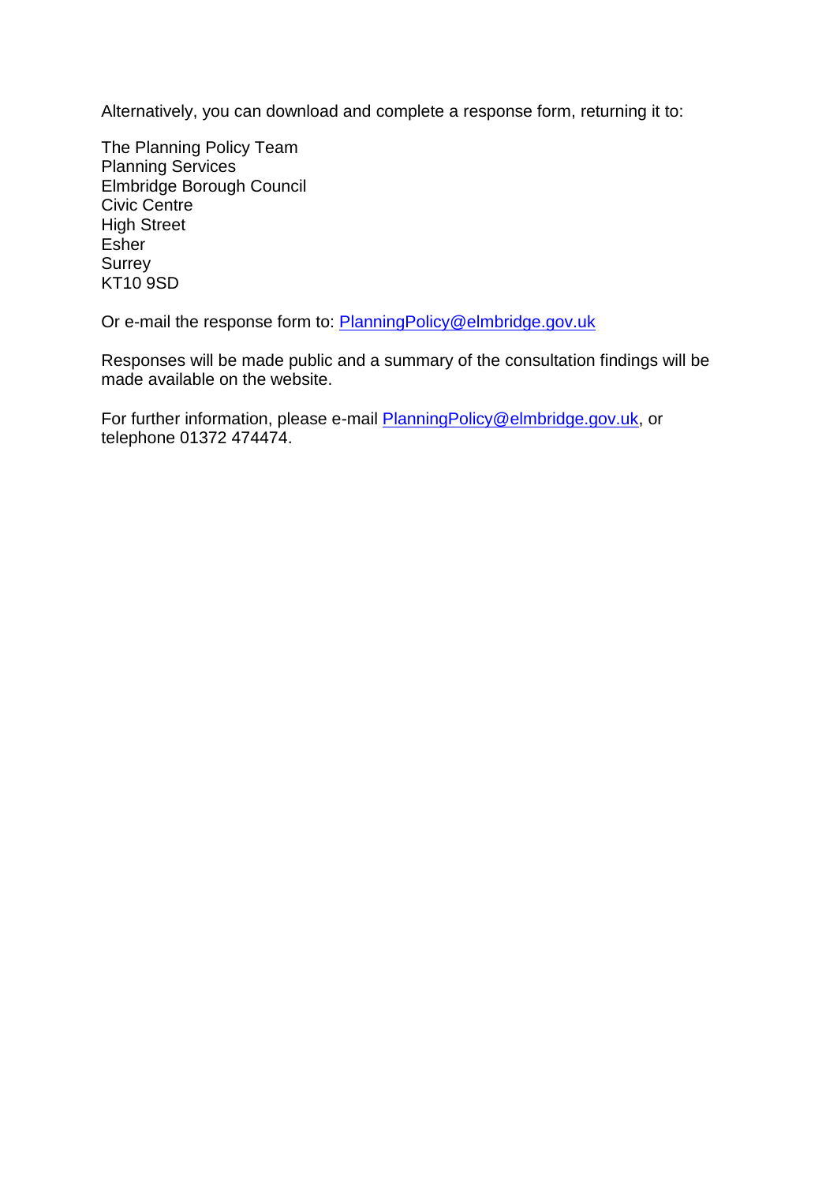Alternatively, you can download and complete a response form, returning it to:

The Planning Policy Team
Planning Services
Elmbridge Borough Council
Civic Centre
High Street
Esher
Surrey
KT10 9SD

Or e-mail the response form to: PlanningPolicy@elmbridge.gov.uk

Responses will be made public and a summary of the consultation findings will be made available on the website.

For further information, please e-mail PlanningPolicy@elmbridge.gov.uk, or telephone 01372 474474.